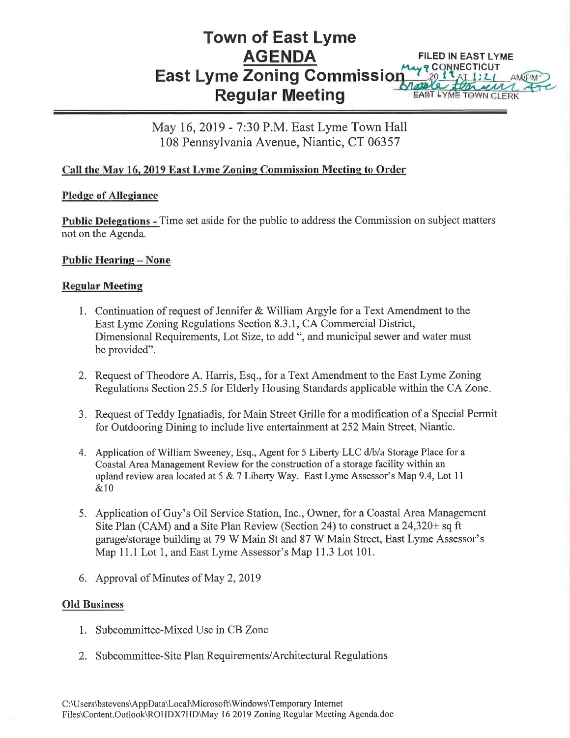# Town of East Lyme
## AGENDA
## East Lyme Zoning Commission
## Regular Meeting

FILED IN EAST LYME CONNECTICUT
May 9, 2019 AT 1:21 AM/PM
EAST LYME TOWN CLERK

May 16, 2019 - 7:30 P.M. East Lyme Town Hall
108 Pennsylvania Avenue, Niantic, CT 06357

**Call the May 16, 2019 East Lyme Zoning Commission Meeting to Order**

**Pledge of Allegiance**

**Public Delegations -** Time set aside for the public to address the Commission on subject matters not on the Agenda.

**Public Hearing – None**

**Regular Meeting**

1. Continuation of request of Jennifer & William Argyle for a Text Amendment to the East Lyme Zoning Regulations Section 8.3.1, CA Commercial District, Dimensional Requirements, Lot Size, to add ", and municipal sewer and water must be provided".

2. Request of Theodore A. Harris, Esq., for a Text Amendment to the East Lyme Zoning Regulations Section 25.5 for Elderly Housing Standards applicable within the CA Zone.

3. Request of Teddy Ignatiadis, for Main Street Grille for a modification of a Special Permit for Outdooring Dining to include live entertainment at 252 Main Street, Niantic.

4. Application of William Sweeney, Esq., Agent for 5 Liberty LLC d/b/a Storage Place for a Coastal Area Management Review for the construction of a storage facility within an upland review area located at 5 & 7 Liberty Way. East Lyme Assessor's Map 9.4, Lot 11 &10

5. Application of Guy's Oil Service Station, Inc., Owner, for a Coastal Area Management Site Plan (CAM) and a Site Plan Review (Section 24) to construct a 24,320± sq ft garage/storage building at 79 W Main St and 87 W Main Street, East Lyme Assessor's Map 11.1 Lot 1, and East Lyme Assessor's Map 11.3 Lot 101.

6. Approval of Minutes of May 2, 2019

**Old Business**

1. Subcommittee-Mixed Use in CB Zone

2. Subcommittee-Site Plan Requirements/Architectural Regulations

C:\Users\bstevens\AppData\Local\Microsoft\Windows\Temporary Internet Files\Content.Outlook\ROHDX7HD\May 16 2019 Zoning Regular Meeting Agenda.doc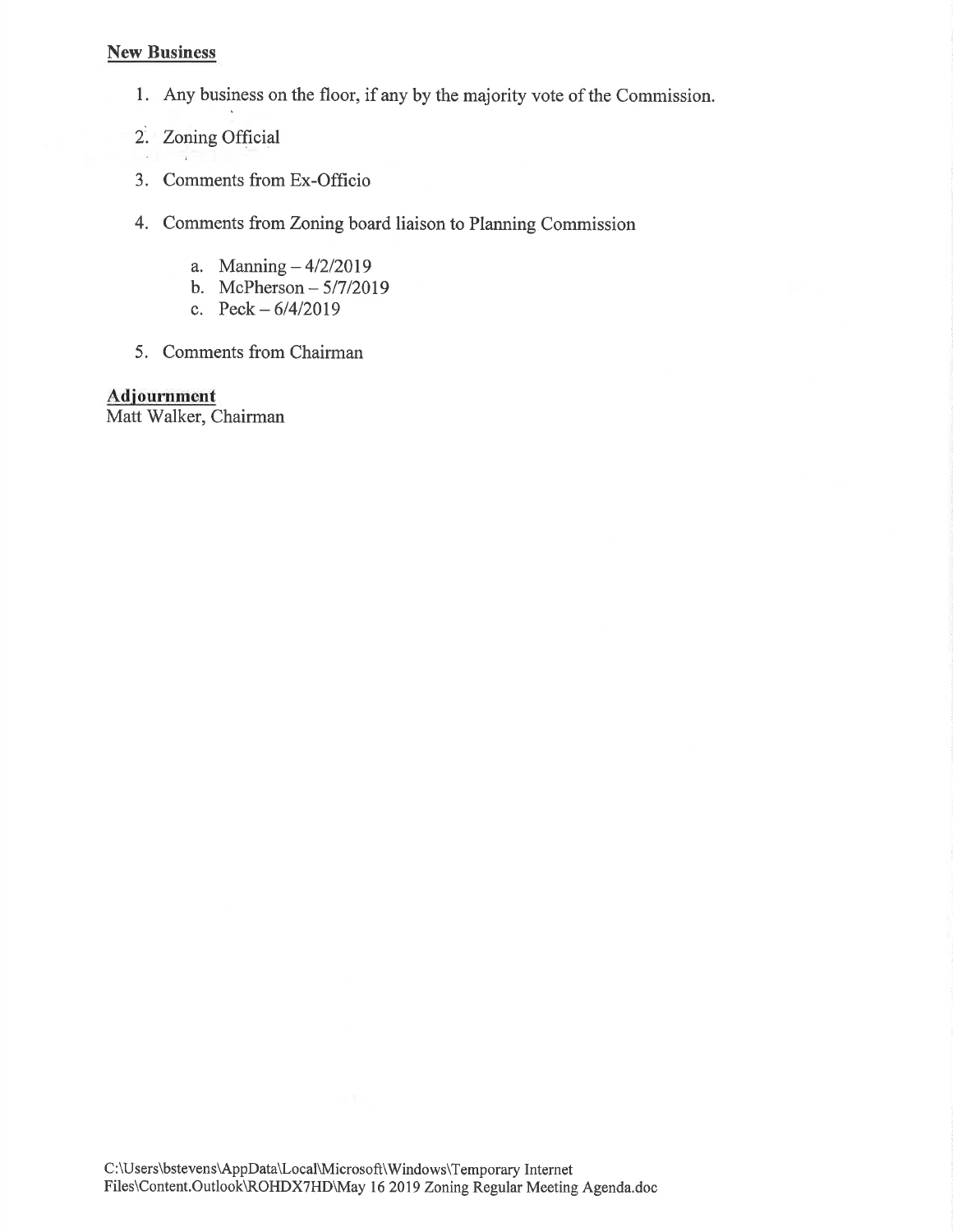**New Business**

1. Any business on the floor, if any by the majority vote of the Commission.
2. Zoning Official
3. Comments from Ex-Officio
4. Comments from Zoning board liaison to Planning Commission
   a. Manning – 4/2/2019
   b. McPherson – 5/7/2019
   c. Peck – 6/4/2019
5. Comments from Chairman

**Adjournment**
Matt Walker, Chairman

C:\Users\bstevens\AppData\Local\Microsoft\Windows\Temporary Internet Files\Content.Outlook\ROHDX7HD\May 16 2019 Zoning Regular Meeting Agenda.doc